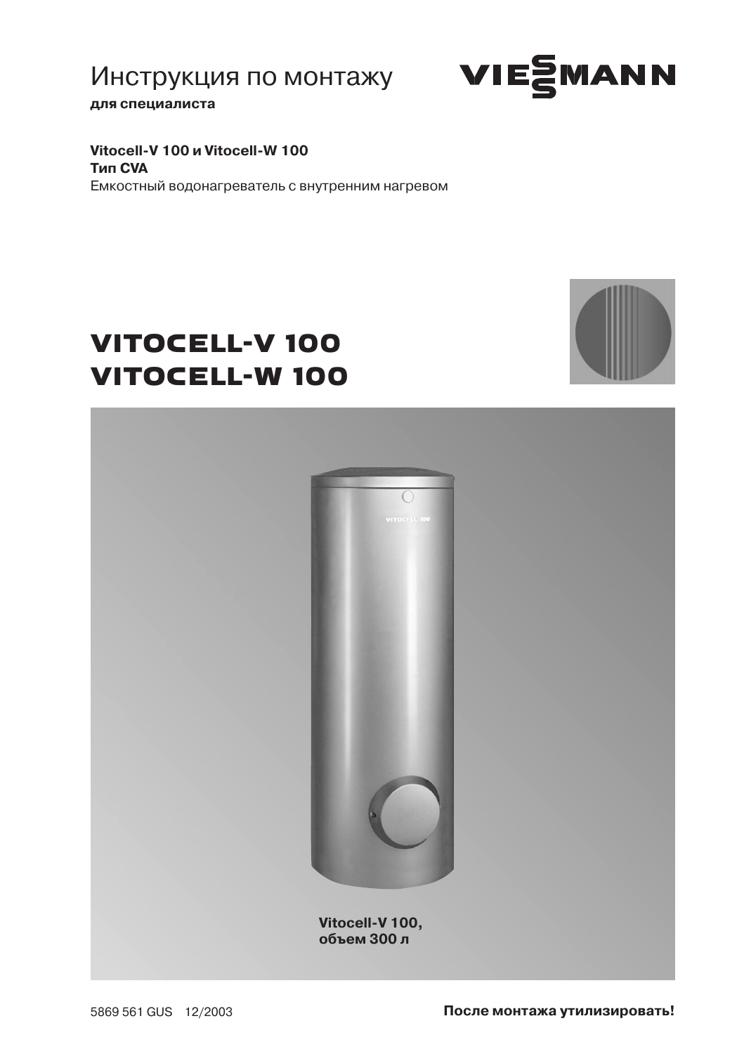# Инструкция по монтажу

**для специалиста**

**Vitocell-V 100 и Vitocell-W 100**
**Тип CVA**
Емкостный водонагреватель с внутренним нагревом

# VITOCELL-V 100
# VITOCELL-W 100

**Vitocell-V 100,**
**объем 300 л**

5869 561 GUS 12/2003

**После монтажа утилизировать!**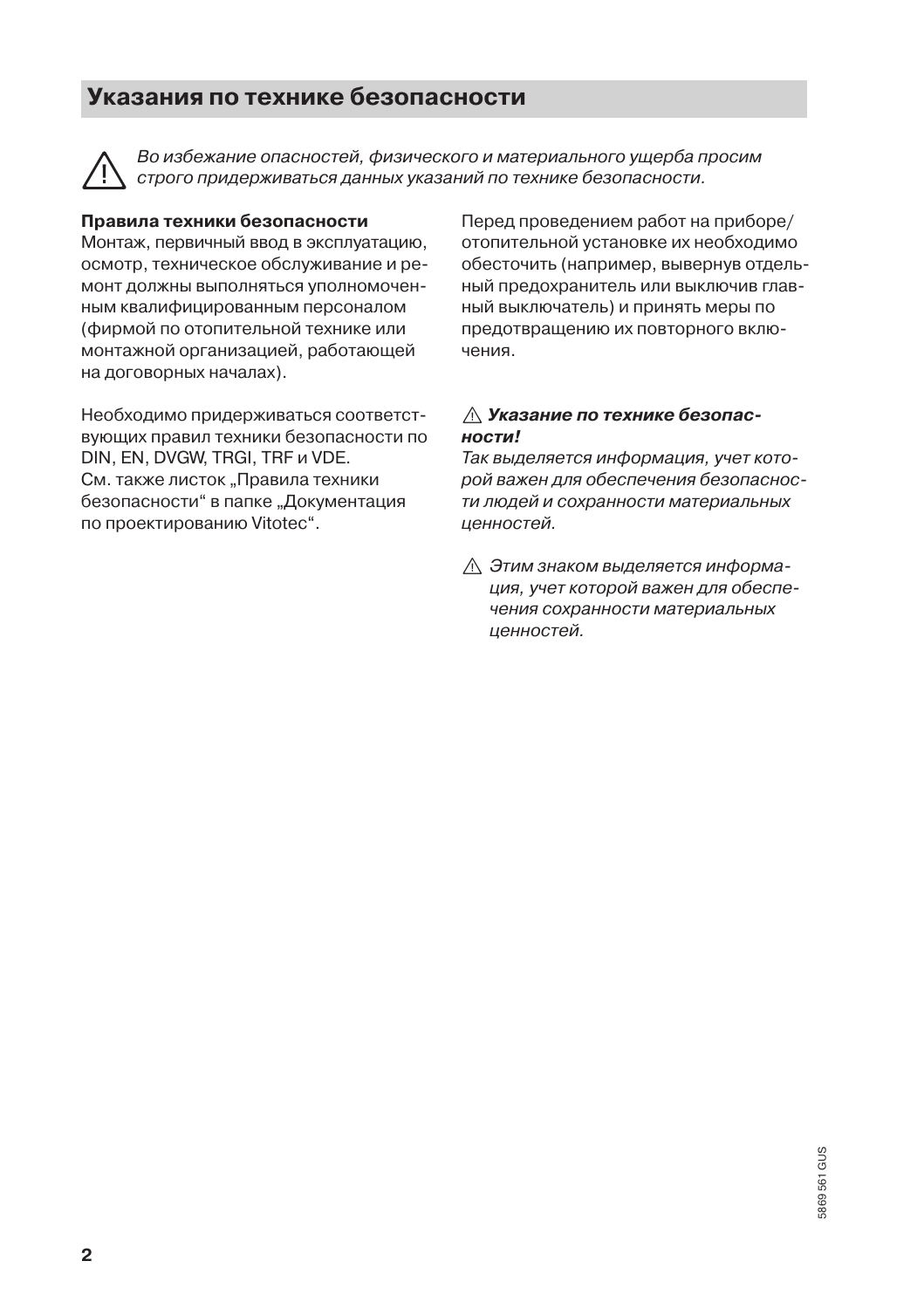# Указания по технике безопасности

⚠ *Во избежание опасностей, физического и материального ущерба просим строго придерживаться данных указаний по технике безопасности.*

**Правила техники безопасности**
Монтаж, первичный ввод в эксплуатацию, осмотр, техническое обслуживание и ремонт должны выполняться уполномоченным квалифицированным персоналом (фирмой по отопительной технике или монтажной организацией, работающей на договорных началах).

Необходимо придерживаться соответствующих правил техники безопасности по DIN, EN, DVGW, TRGI, TRF и VDE.
См. также листок „Правила техники безопасности“ в папке „Документация по проектированию Vitotec“.

Перед проведением работ на приборе/отопительной установке их необходимо обесточить (например, вывернув отдельный предохранитель или выключив главный выключатель) и принять меры по предотвращению их повторного включения.

⚠ ***Указание по технике безопасности!***
*Так выделяется информация, учет которой важен для обеспечения безопасности людей и сохранности материальных ценностей.*

⚠ *Этим знаком выделяется информация, учет которой важен для обеспечения сохранности материальных ценностей.*

5869 561 GUS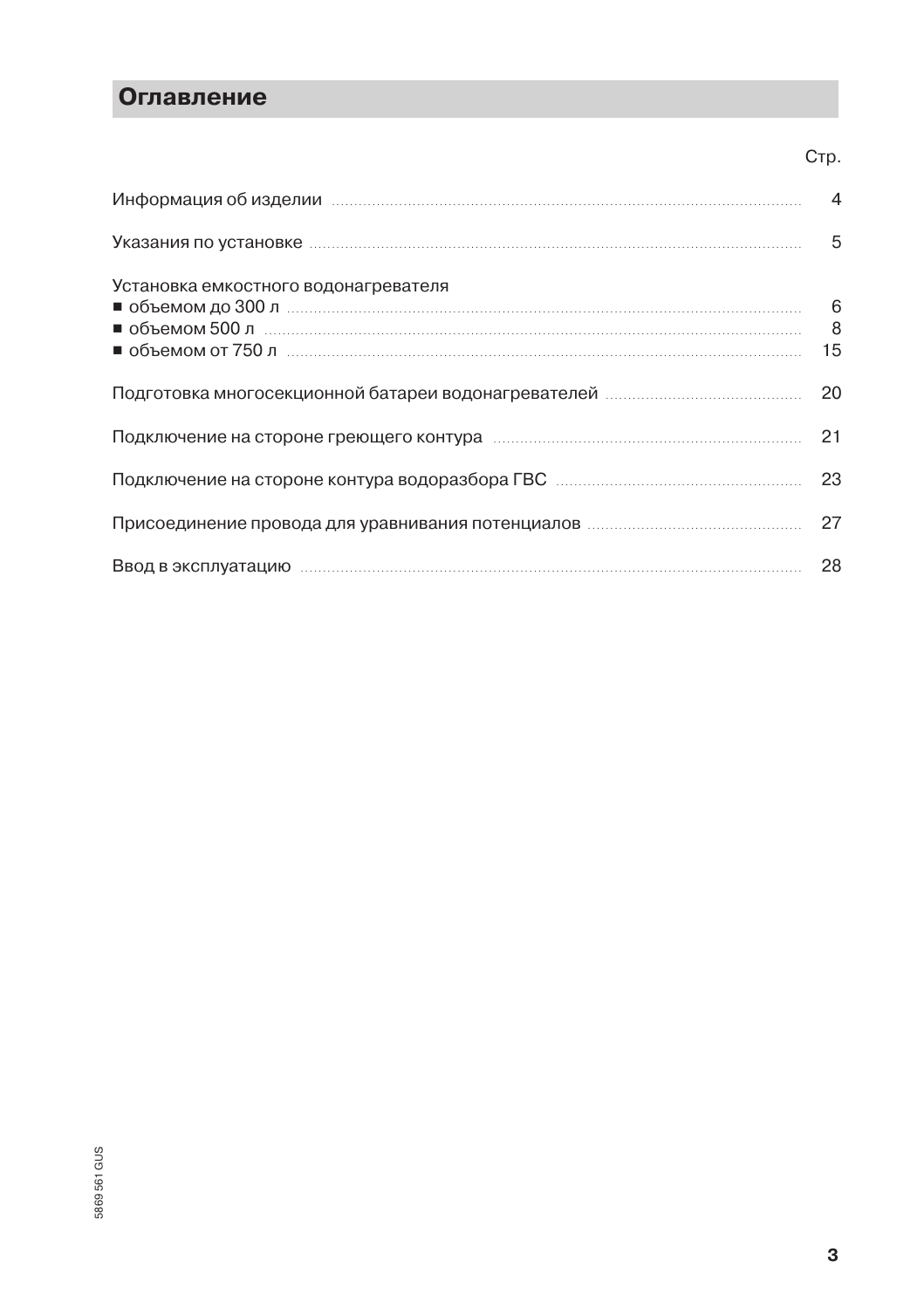# Оглавление

| | Стр. |
|---|---|
| Информация об изделии | 4 |
| Указания по установке | 5 |
| Установка емкостного водонагревателя | |
| ■ объемом до 300 л | 6 |
| ■ объемом 500 л | 8 |
| ■ объемом от 750 л | 15 |
| Подготовка многосекционной батареи водонагревателей | 20 |
| Подключение на стороне греющего контура | 21 |
| Подключение на стороне контура водоразбора ГВС | 23 |
| Присоединение провода для уравнивания потенциалов | 27 |
| Ввод в эксплуатацию | 28 |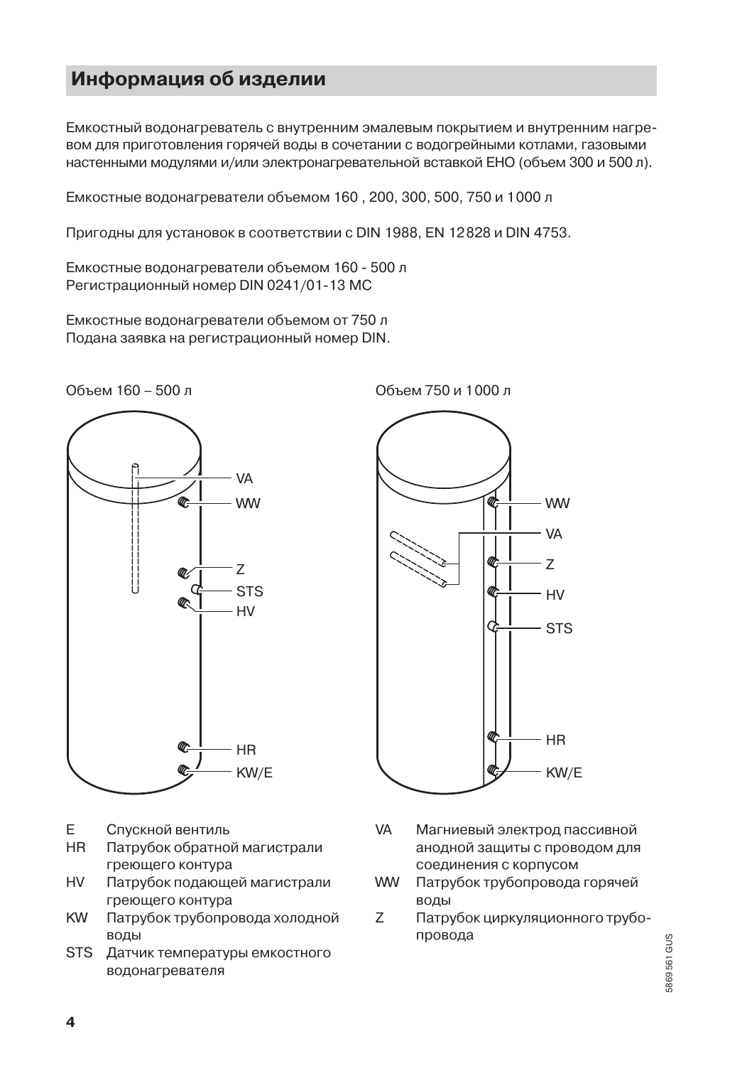## Информация об изделии

Емкостный водонагреватель с внутренним эмалевым покрытием и внутренним нагревом для приготовления горячей воды в сочетании с водогрейными котлами, газовыми настенными модулями и/или электронагревательной вставкой EHO (объем 300 и 500 л).

Емкостные водонагреватели объемом 160 , 200, 300, 500, 750 и 1000 л

Пригодны для установок в соответствии с DIN 1988, EN 12828 и DIN 4753.

Емкостные водонагреватели объемом 160 - 500 л
Регистрационный номер DIN 0241/01-13 MC

Емкостные водонагреватели объемом от 750 л
Подана заявка на регистрационный номер DIN.

Объем 160 – 500 л

VA
WW
Z
STS
HV
HR
KW/E

Объем 750 и 1000 л

WW
VA
Z
HV
STS
HR
KW/E

E Спускной вентиль
HR Патрубок обратной магистрали греющего контура
HV Патрубок подающей магистрали греющего контура
KW Патрубок трубопровода холодной воды
STS Датчик температуры емкостного водонагревателя
VA Магниевый электрод пассивной анодной защиты с проводом для соединения с корпусом
WW Патрубок трубопровода горячей воды
Z Патрубок циркуляционного трубопровода

5869 561 GUS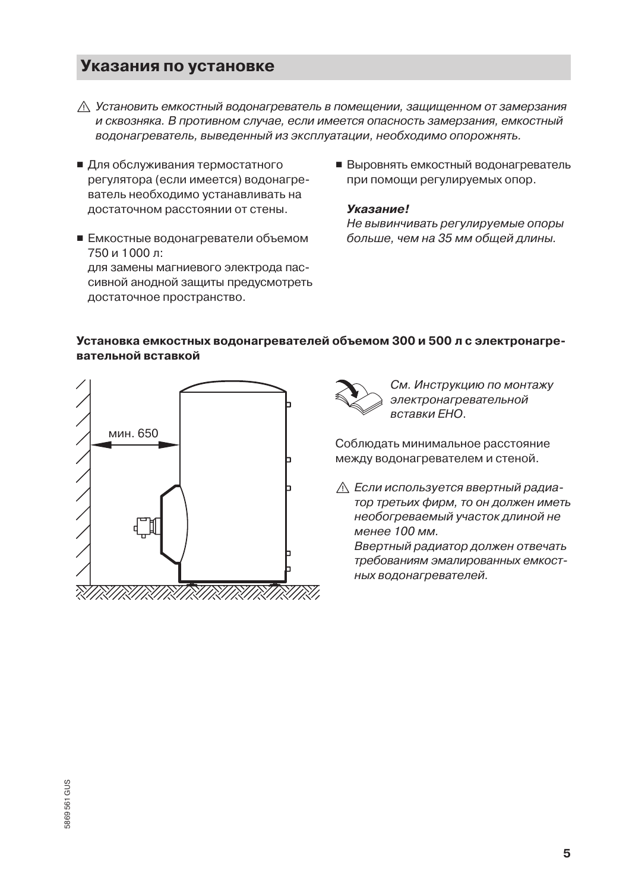## Указания по установке

⚠ *Установить емкостный водонагреватель в помещении, защищенном от замерзания и сквозняка. В противном случае, если имеется опасность замерзания, емкостный водонагреватель, выведенный из эксплуатации, необходимо опорожнять.*

- Для обслуживания термостатного регулятора (если имеется) водонагреватель необходимо устанавливать на достаточном расстоянии от стены.
- Емкостные водонагреватели объемом 750 и 1 000 л: для замены магниевого электрода пассивной анодной защиты предусмотреть достаточное пространство.
- Выровнять емкостный водонагреватель при помощи регулируемых опор.

***Указание!***
*Не вывинчивать регулируемые опоры больше, чем на 35 мм общей длины.*

**Установка емкостных водонагревателей объемом 300 и 500 л с электронагревательной вставкой**

мин. 650

*См. Инструкцию по монтажу электронагревательной вставки EHO.*

Соблюдать минимальное расстояние между водонагревателем и стеной.

⚠ *Если используется ввертный радиатор третьих фирм, то он должен иметь необогреваемый участок длиной не менее 100 мм.*
*Ввертный радиатор должен отвечать требованиям эмалированных емкостных водонагревателей.*

5869 561 GUS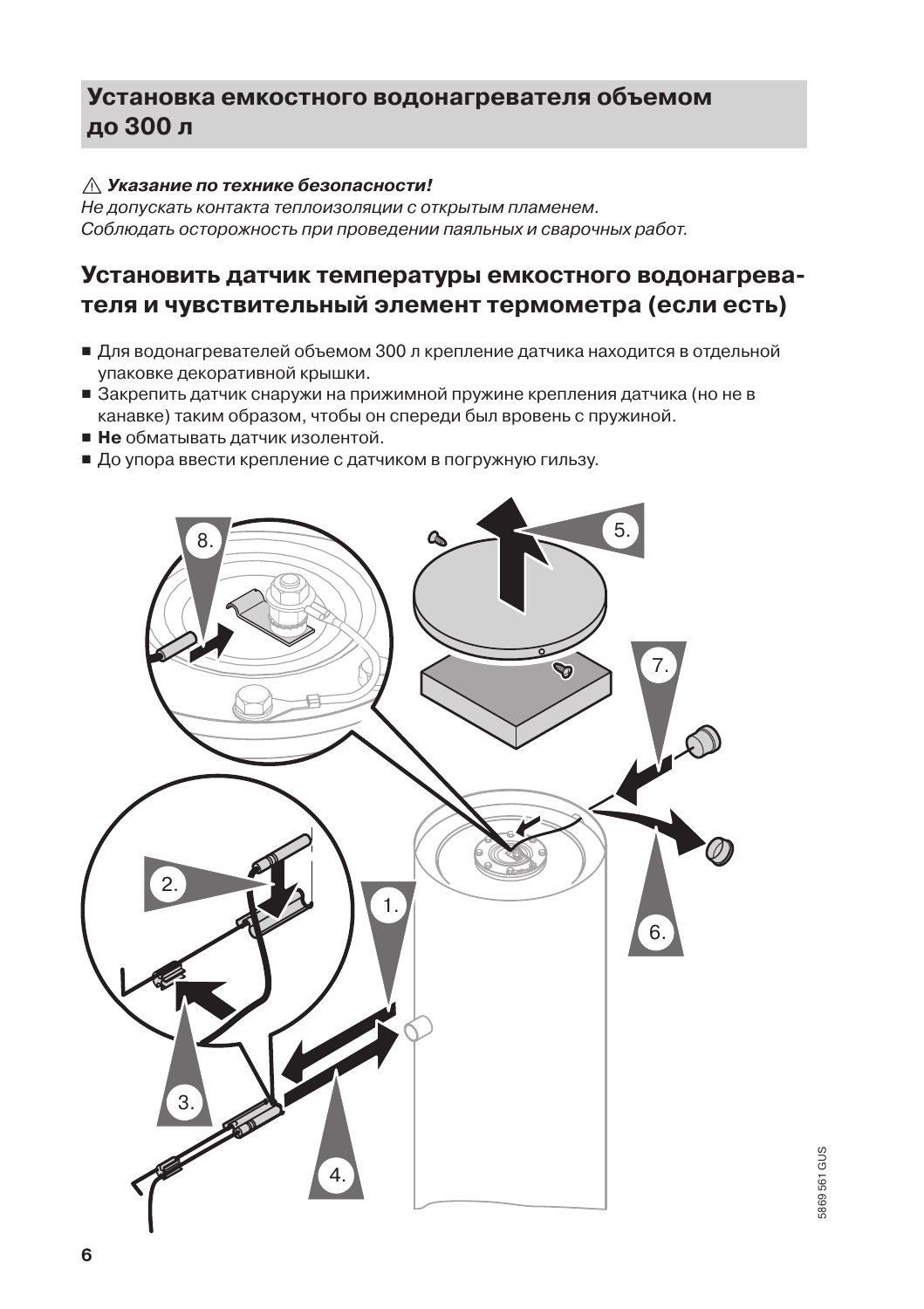## Установка емкостного водонагревателя объемом до 300 л

⚠ ***Указание по технике безопасности!***
*Не допускать контакта теплоизоляции с открытым пламенем.*
*Соблюдать осторожность при проведении паяльных и сварочных работ.*

### Установить датчик температуры емкостного водонагревателя и чувствительный элемент термометра (если есть)

- Для водонагревателей объемом 300 л крепление датчика находится в отдельной упаковке декоративной крышки.
- Закрепить датчик снаружи на прижимной пружине крепления датчика (но не в канавке) таким образом, чтобы он спереди был вровень с пружиной.
- **Не** обматывать датчик изолентой.
- До упора ввести крепление с датчиком в погружную гильзу.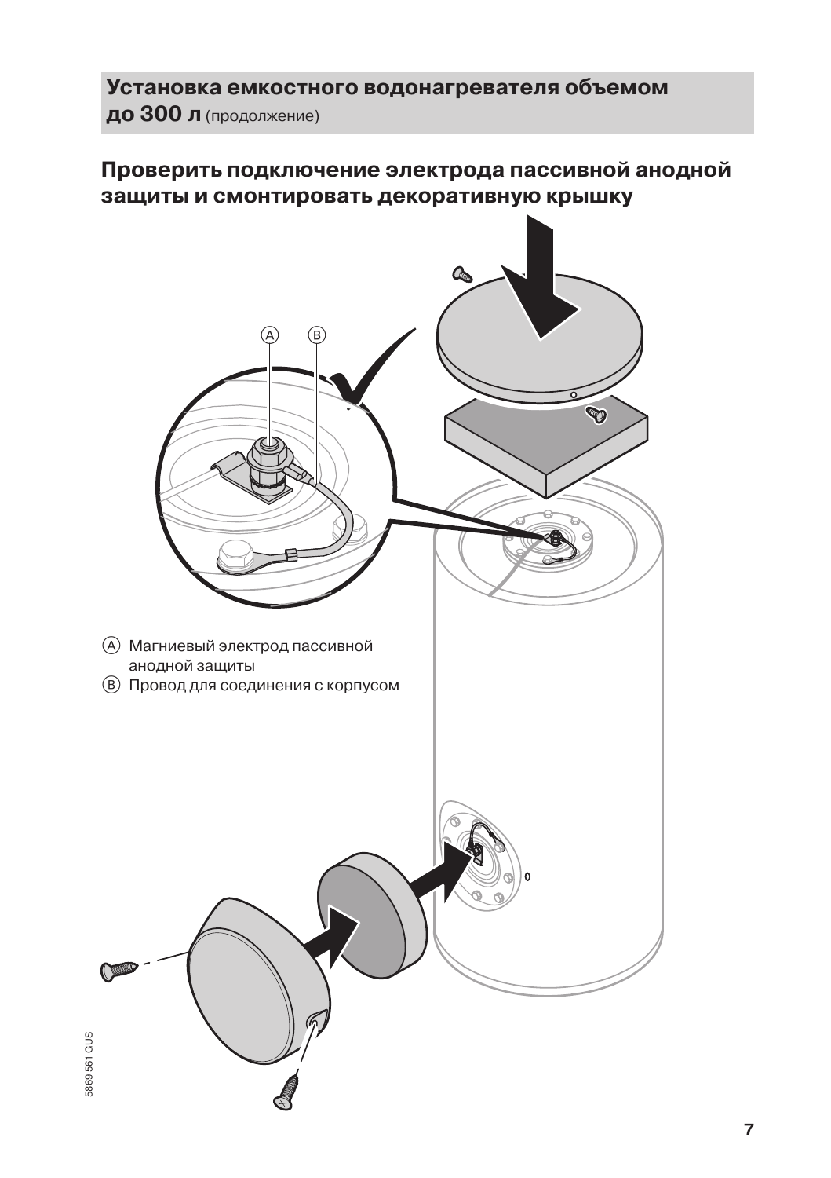## Установка емкостного водонагревателя объемом до 300 л (продолжение)

### Проверить подключение электрода пассивной анодной защиты и смонтировать декоративную крышку

Ⓐ Магниевый электрод пассивной анодной защиты

Ⓑ Провод для соединения с корпусом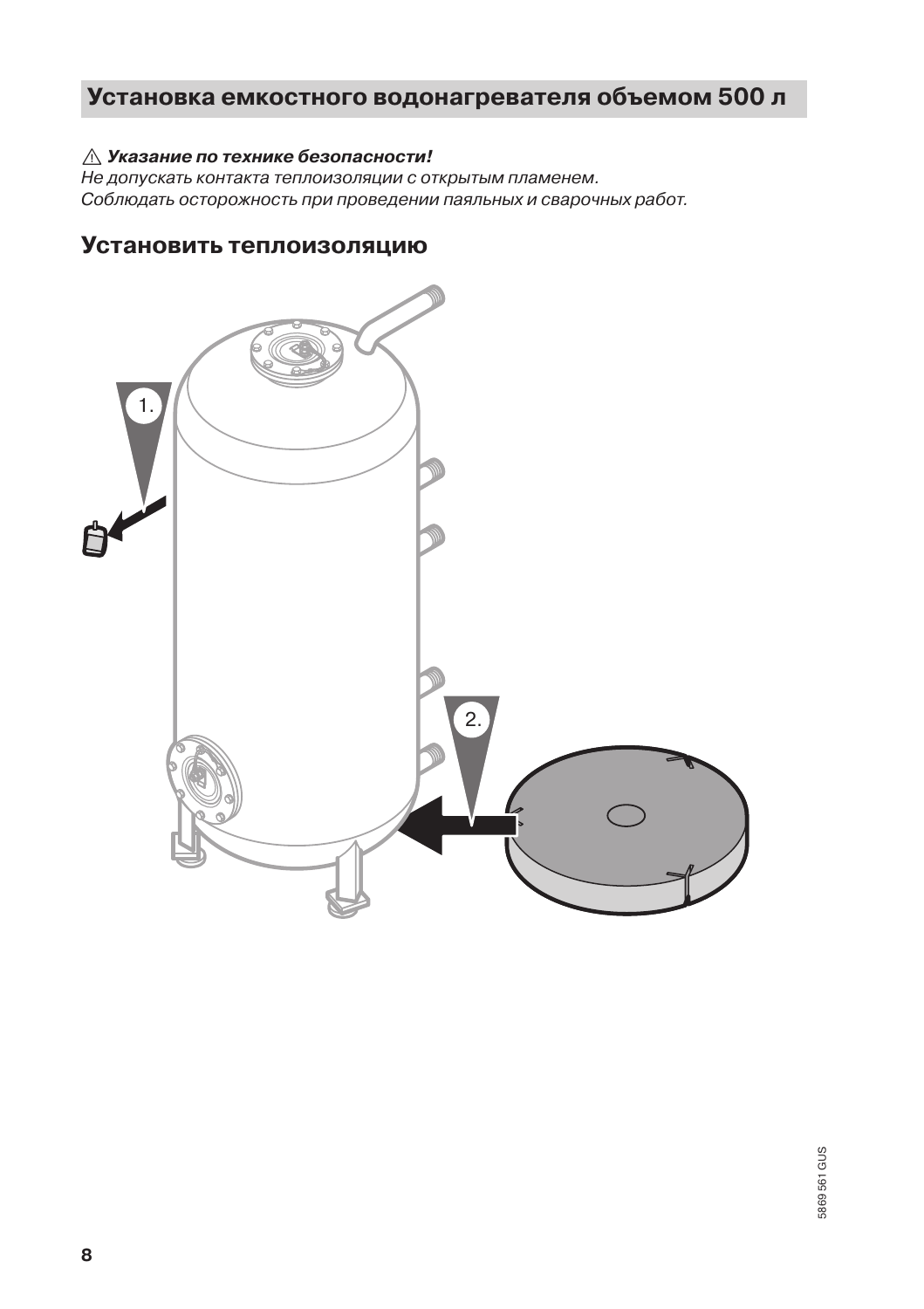## Установка емкостного водонагревателя объемом 500 л

⚠ ***Указание по технике безопасности!***
*Не допускать контакта теплоизоляции с открытым пламенем.*
*Соблюдать осторожность при проведении паяльных и сварочных работ.*

### Установить теплоизоляцию

1.

2.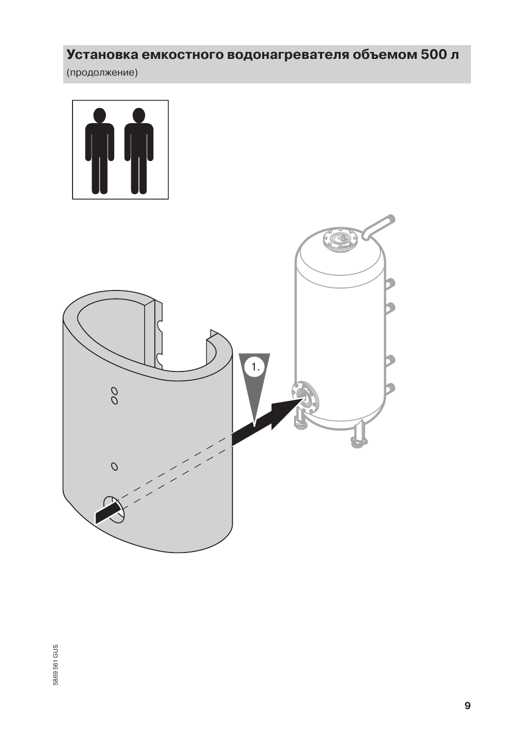## Установка емкостного водонагревателя объемом 500 л

(продолжение)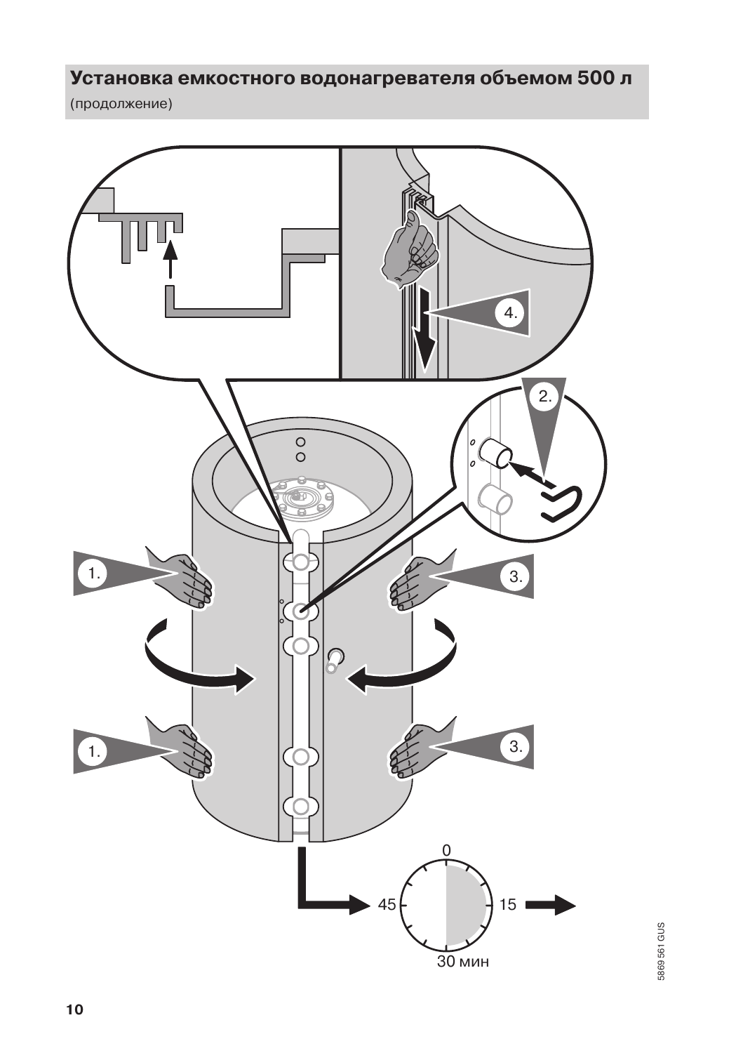## Установка емкостного водонагревателя объемом 500 л

(продолжение)

4.

2.

1.

3.

1.

3.

0

45

15

30 мин

5869 561 GUS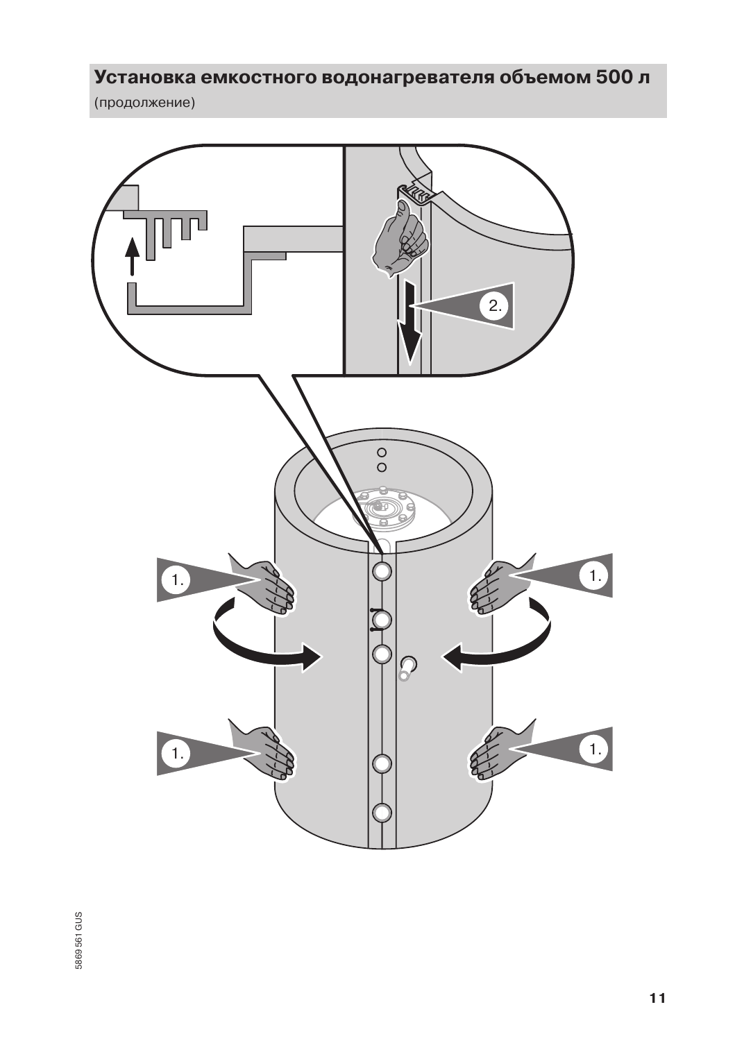## Установка емкостного водонагревателя объемом 500 л

(продолжение)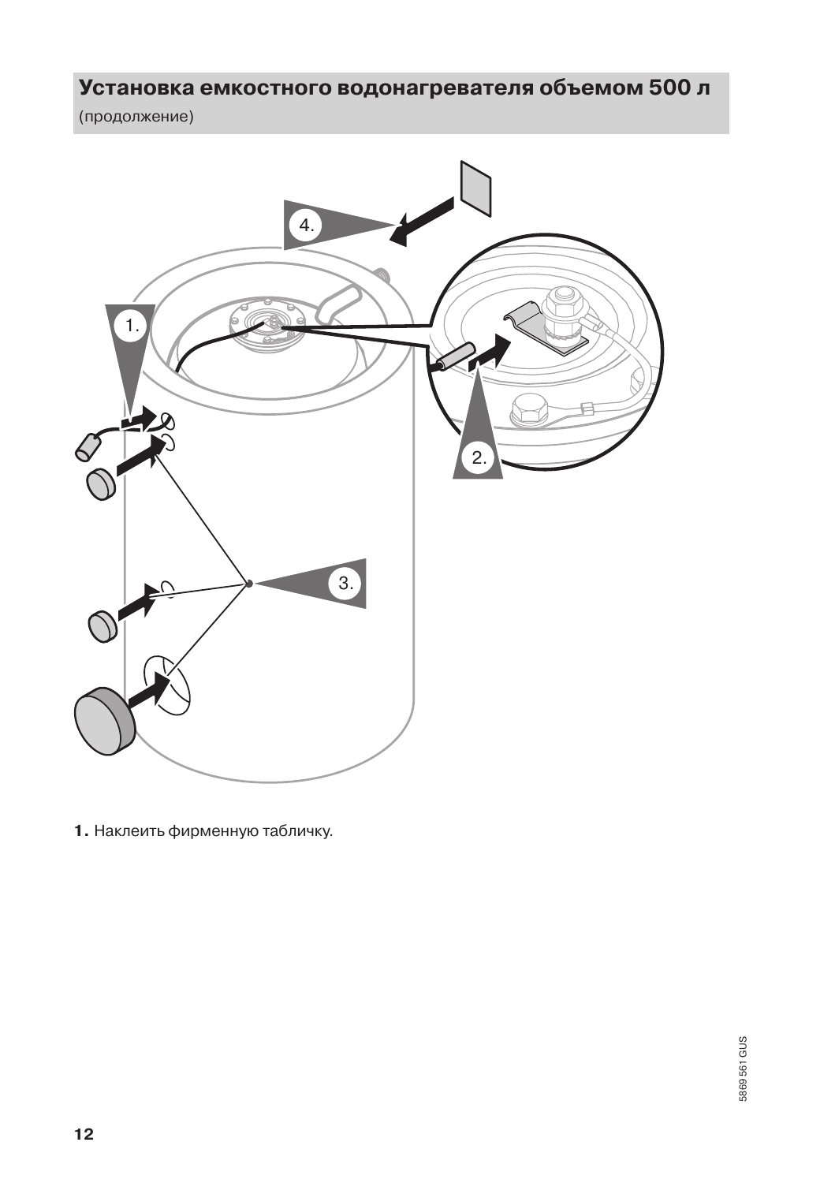## Установка емкостного водонагревателя объемом 500 л

(продолжение)

**1.** Наклеить фирменную табличку.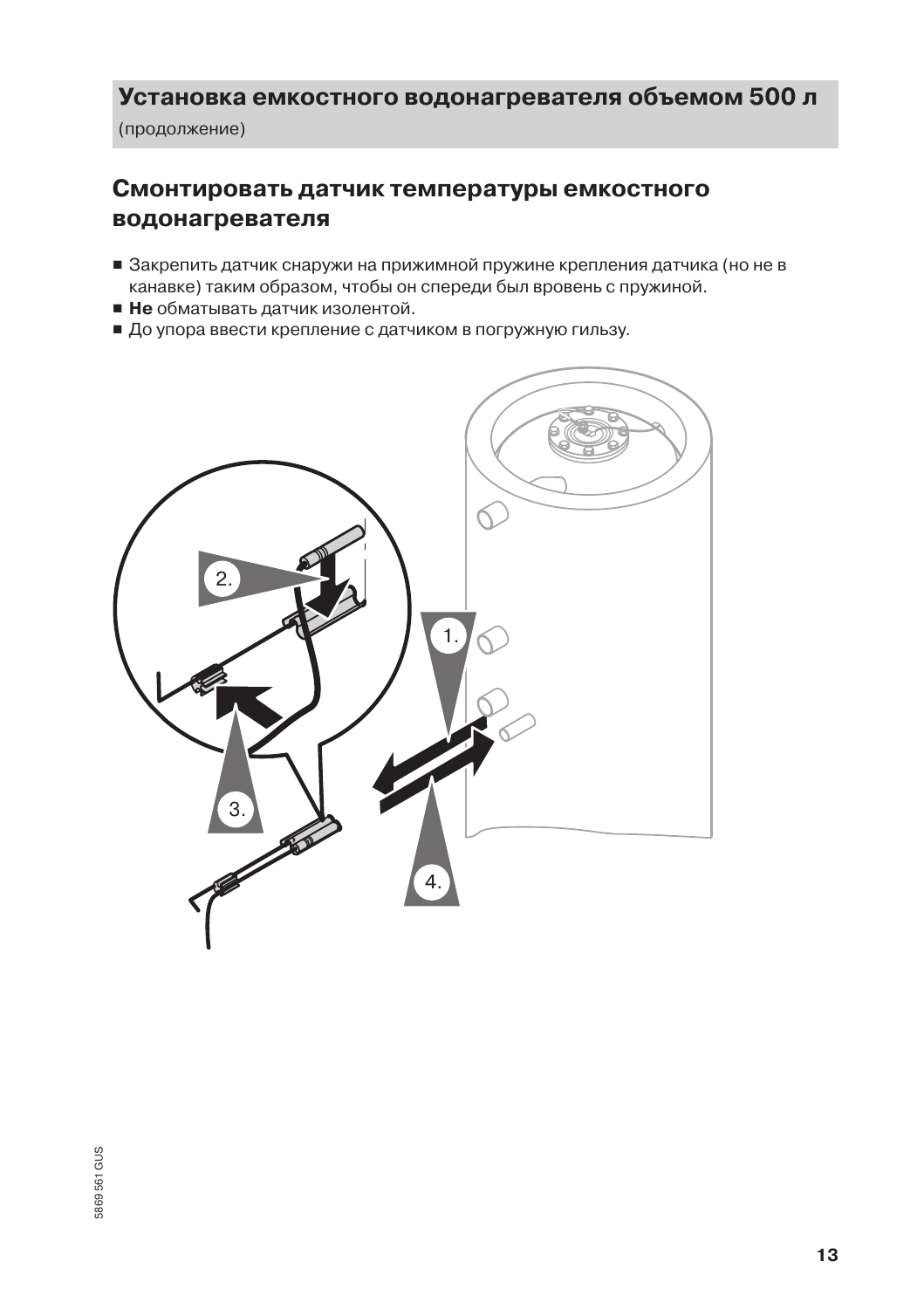## Установка емкостного водонагревателя объемом 500 л

(продолжение)

## Смонтировать датчик температуры емкостного водонагревателя

- Закрепить датчик снаружи на прижимной пружине крепления датчика (но не в канавке) таким образом, чтобы он спереди был вровень с пружиной.
- **Не** обматывать датчик изолентой.
- До упора ввести крепление с датчиком в погружную гильзу.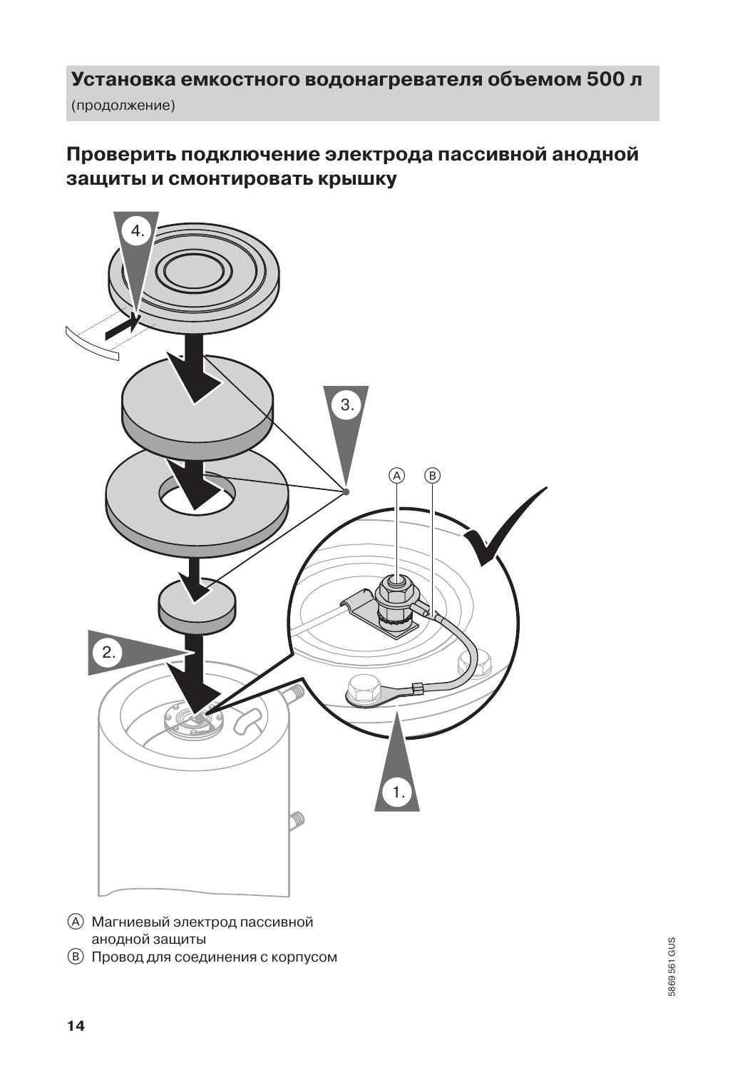## Установка емкостного водонагревателя объемом 500 л

(продолжение)

### Проверить подключение электрода пассивной анодной защиты и смонтировать крышку

Ⓐ Магниевый электрод пассивной анодной защиты

Ⓑ Провод для соединения с корпусом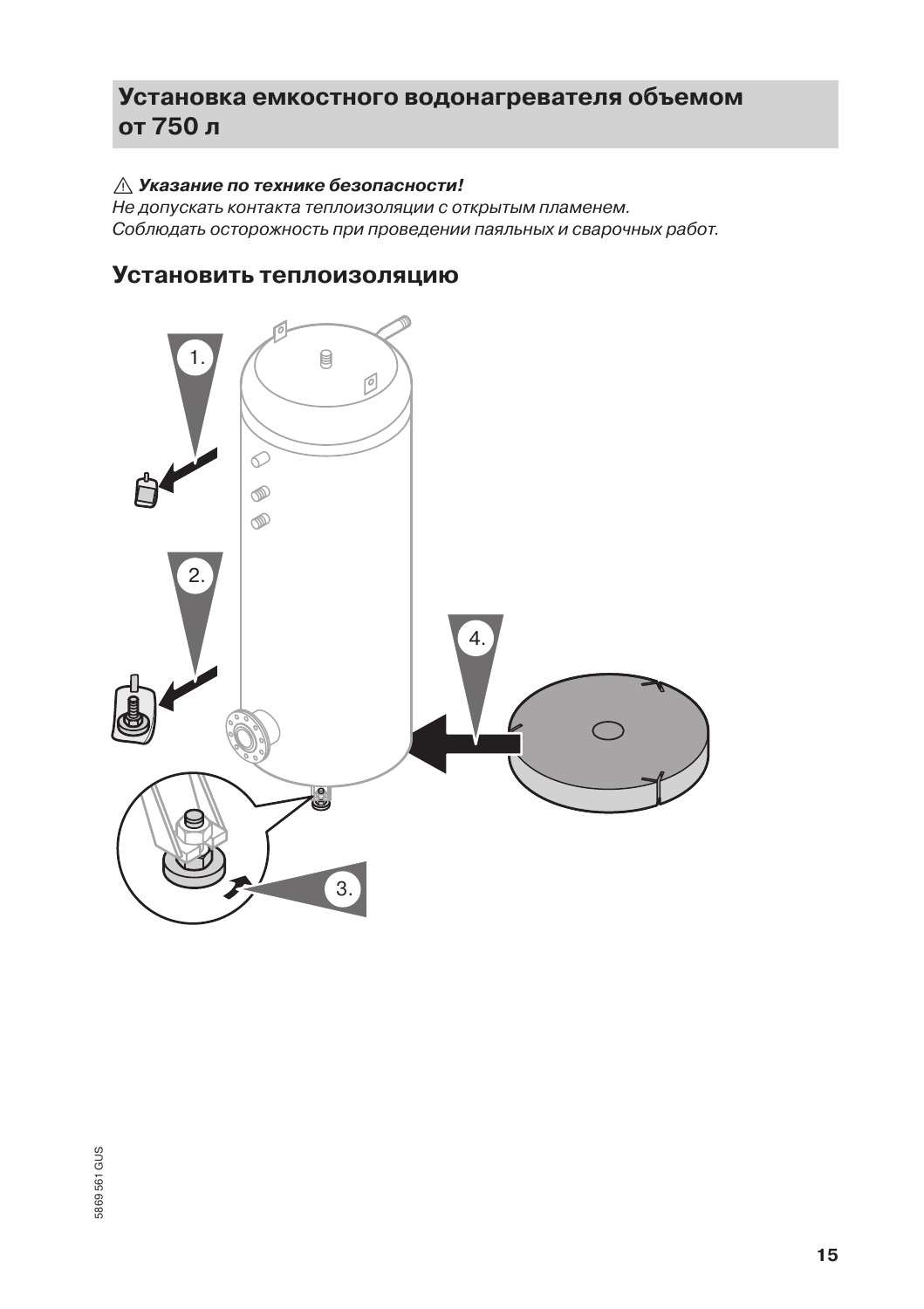## Установка емкостного водонагревателя объемом от 750 л

⚠ ***Указание по технике безопасности!***
*Не допускать контакта теплоизоляции с открытым пламенем.*
*Соблюдать осторожность при проведении паяльных и сварочных работ.*

### Установить теплоизоляцию

1.

2.

3.

4.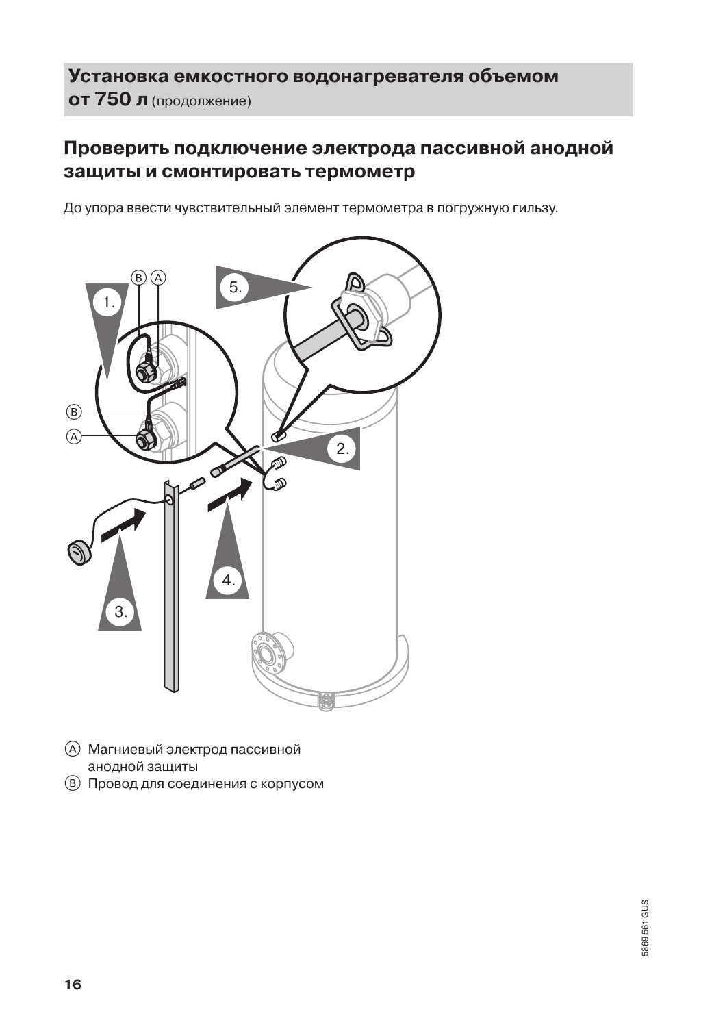## Установка емкостного водонагревателя объемом от 750 л (продолжение)

### Проверить подключение электрода пассивной анодной защиты и смонтировать термометр

До упора ввести чувствительный элемент термометра в погружную гильзу.

Ⓐ Магниевый электрод пассивной анодной защиты

Ⓑ Провод для соединения с корпусом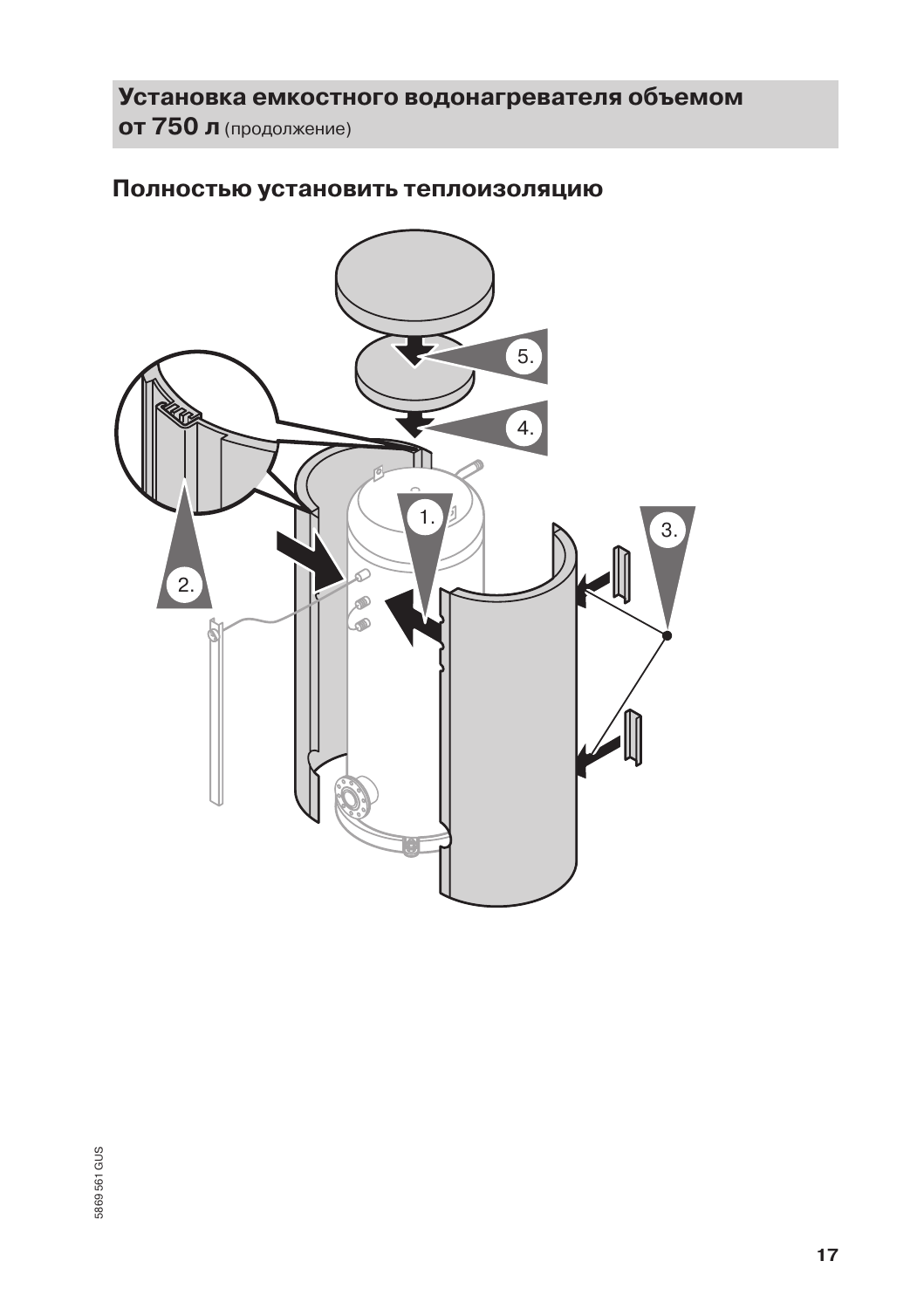## Установка емкостного водонагревателя объемом от 750 л (продолжение)

### Полностью установить теплоизоляцию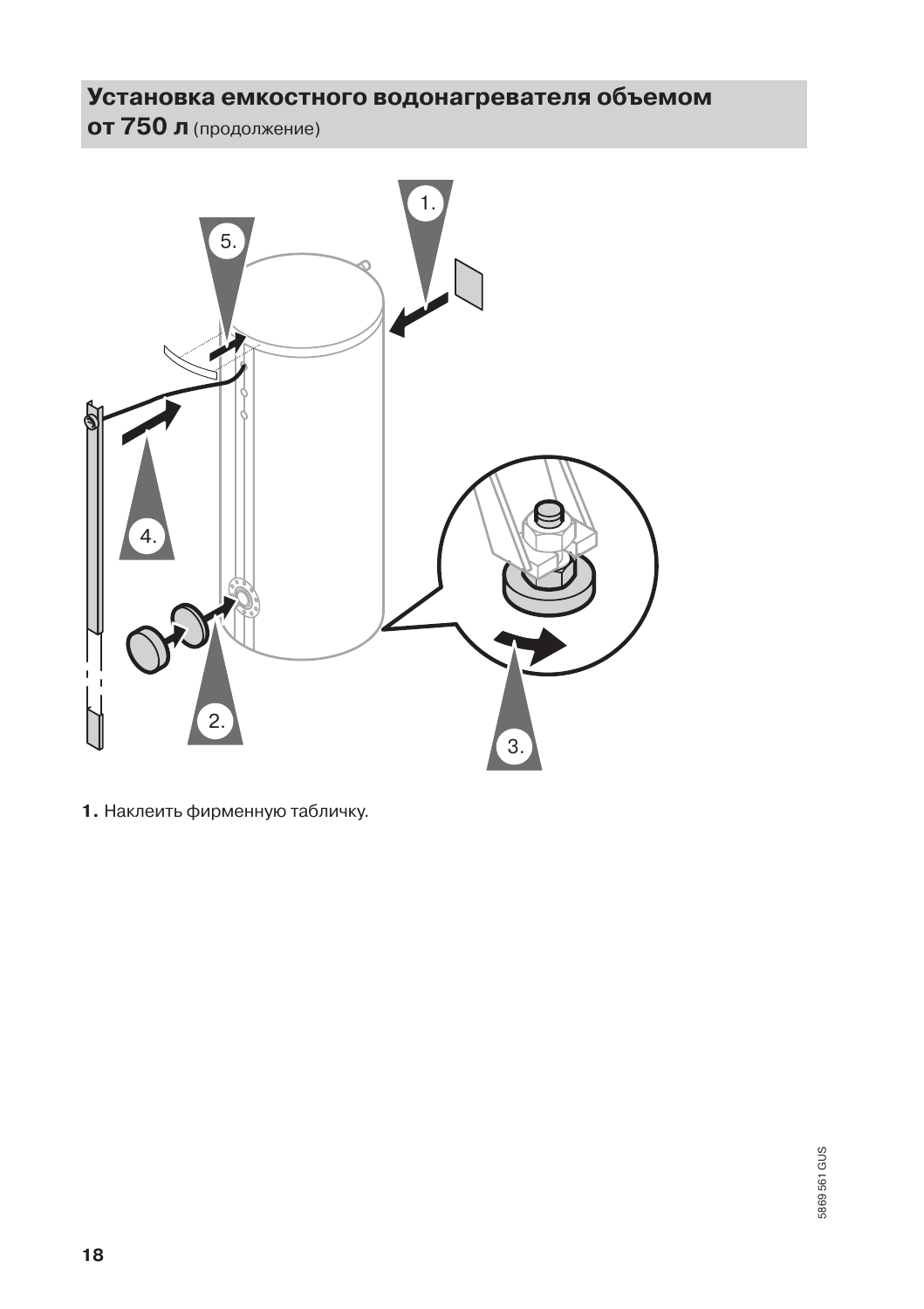## Установка емкостного водонагревателя объемом от 750 л (продолжение)

**1.** Наклеить фирменную табличку.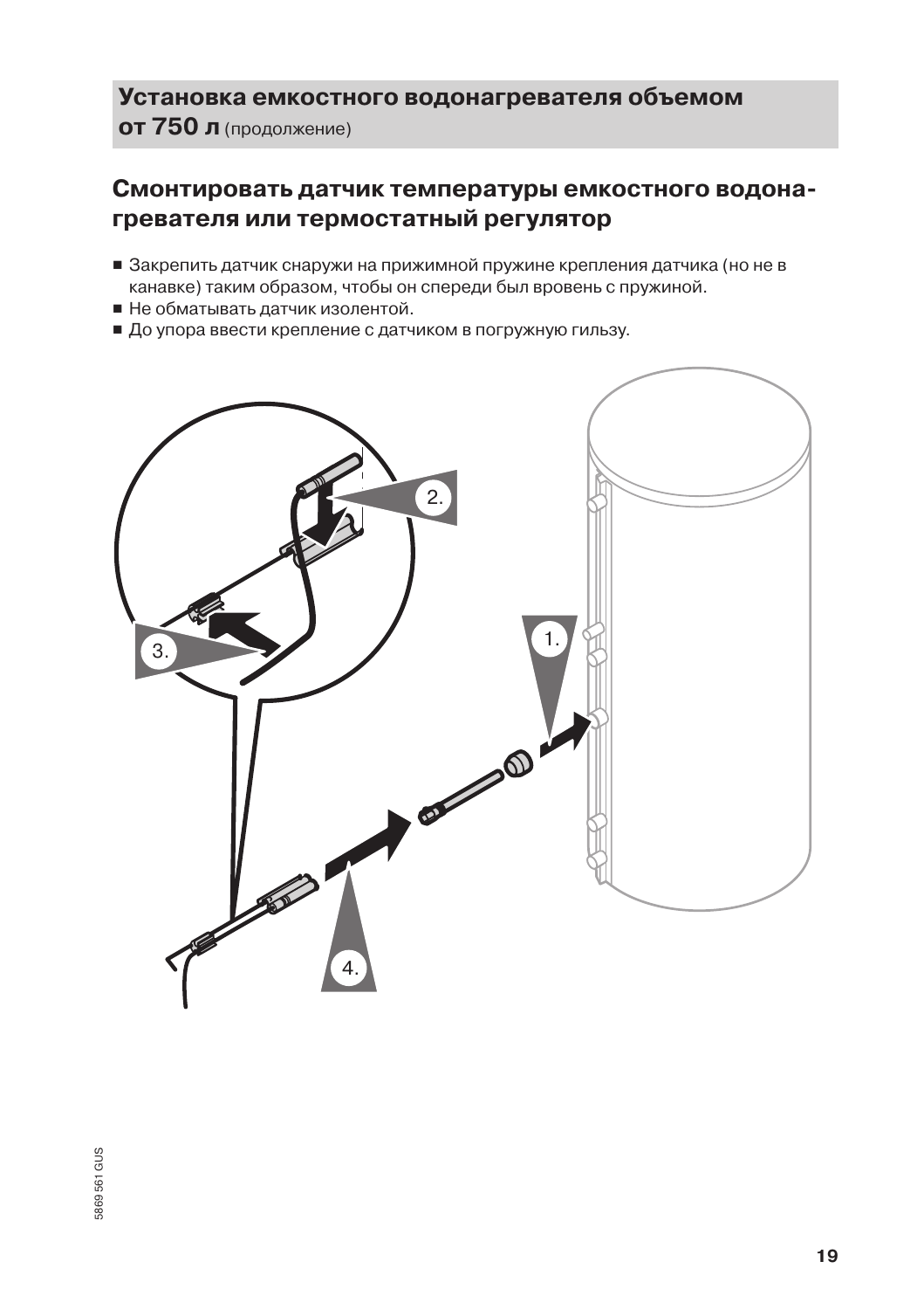## Установка емкостного водонагревателя объемом от 750 л (продолжение)

## Смонтировать датчик температуры емкостного водонагревателя или термостатный регулятор

- Закрепить датчик снаружи на прижимной пружине крепления датчика (но не в канавке) таким образом, чтобы он спереди был вровень с пружиной.
- Не обматывать датчик изолентой.
- До упора ввести крепление с датчиком в погружную гильзу.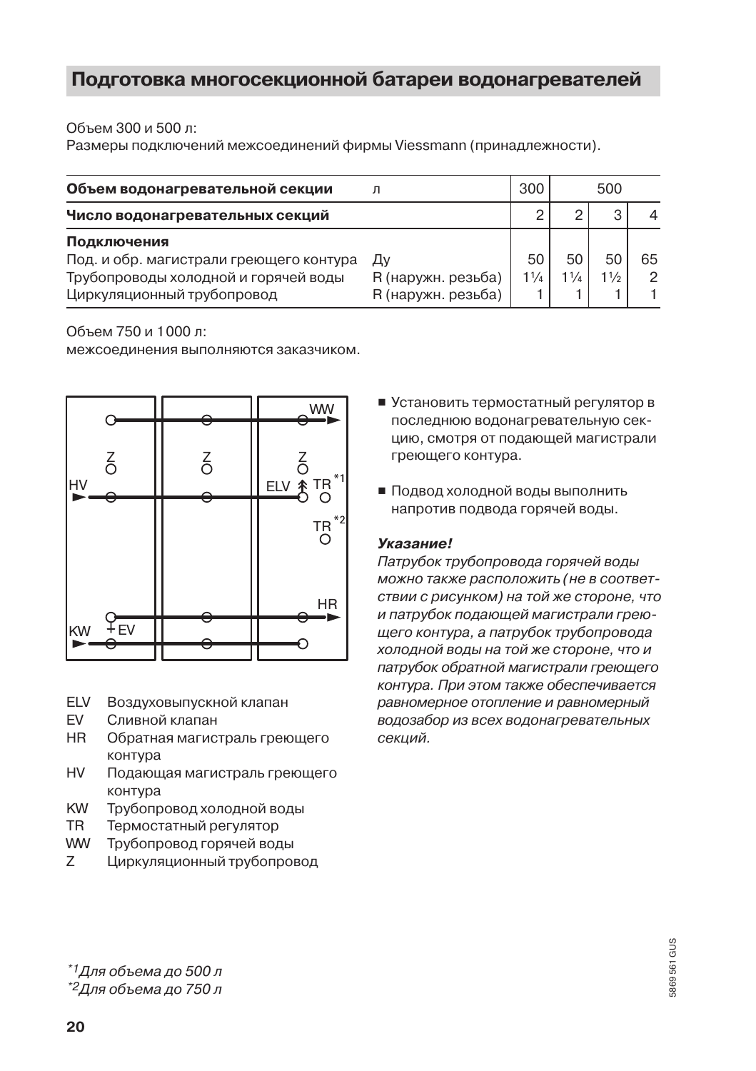## Подготовка многосекционной батареи водонагревателей

Объем 300 и 500 л:
Размеры подключений межсоединений фирмы Viessmann (принадлежности).

| Объем водонагревательной секции | л | 300 | 500 | | |
|---|---|---|---|---|---|
| **Число водонагревательных секций** | | 2 | 2 | 3 | 4 |
| **Подключения** | | | | | |
| Под. и обр. магистрали греющего контура | Ду | 50 | 50 | 50 | 65 |
| Трубопроводы холодной и горячей воды | R (наружн. резьба) | 1¼ | 1¼ | 1½ | 2 |
| Циркуляционный трубопровод | R (наружн. резьба) | 1 | 1 | 1 | 1 |

Объем 750 и 1000 л:
межсоединения выполняются заказчиком.

- ELV Воздуховыпускной клапан
- EV Сливной клапан
- HR Обратная магистраль греющего контура
- HV Подающая магистраль греющего контура
- KW Трубопровод холодной воды
- TR Термостатный регулятор
- WW Трубопровод горячей воды
- Z Циркуляционный трубопровод

- Установить термостатный регулятор в последнюю водонагревательную секцию, смотря от подающей магистрали греющего контура.
- Подвод холодной воды выполнить напротив подвода горячей воды.

***Указание!***
*Патрубок трубопровода горячей воды можно также расположить (не в соответствии с рисунком) на той же стороне, что и патрубок подающей магистрали греющего контура, а патрубок трубопровода холодной воды на той же стороне, что и патрубок обратной магистрали греющего контура. При этом также обеспечивается равномерное отопление и равномерный водозабор из всех водонагревательных секций.*

*[\*1] Для объема до 500 л*
*[\*2] Для объема до 750 л*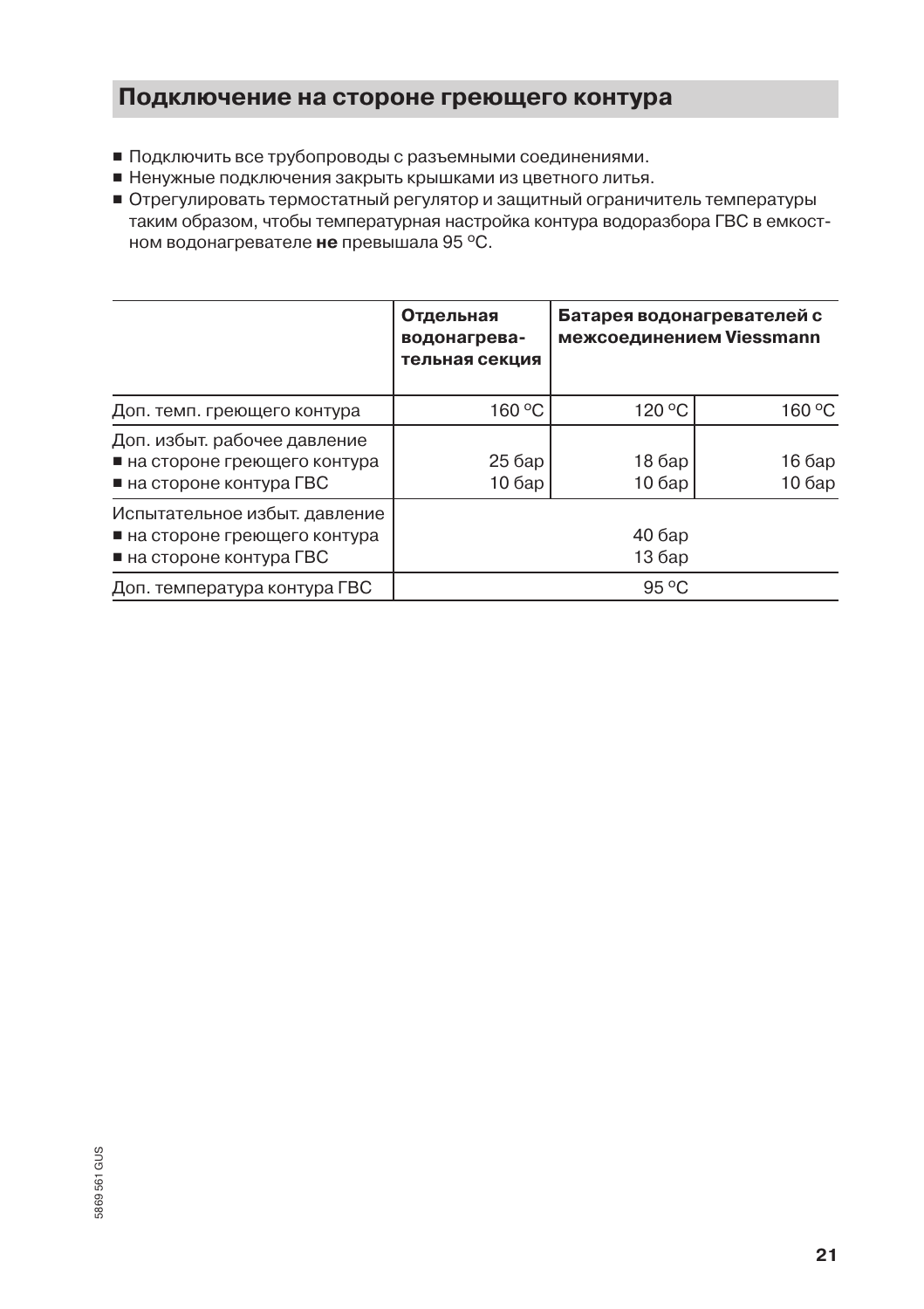## Подключение на стороне греющего контура

- Подключить все трубопроводы с разъемными соединениями.
- Ненужные подключения закрыть крышками из цветного литья.
- Отрегулировать термостатный регулятор и защитный ограничитель температуры таким образом, чтобы температурная настройка контура водоразбора ГВС в емкостном водонагревателе **не** превышала 95 °С.

| | **Отдельная водонагревательная секция** | **Батарея водонагревателей с межсоединением Viessmann** | |
|---|---|---|---|
| Доп. темп. греющего контура | 160 °С | 120 °С | 160 °С |
| Доп. избыт. рабочее давление<br>■ на стороне греющего контура<br>■ на стороне контура ГВС | <br>25 бар<br>10 бар | <br>18 бар<br>10 бар | <br>16 бар<br>10 бар |
| Испытательное избыт. давление<br>■ на стороне греющего контура<br>■ на стороне контура ГВС | <br>40 бар<br>13 бар | | |
| Доп. температура контура ГВС | 95 °С | | |

5869 561 GUS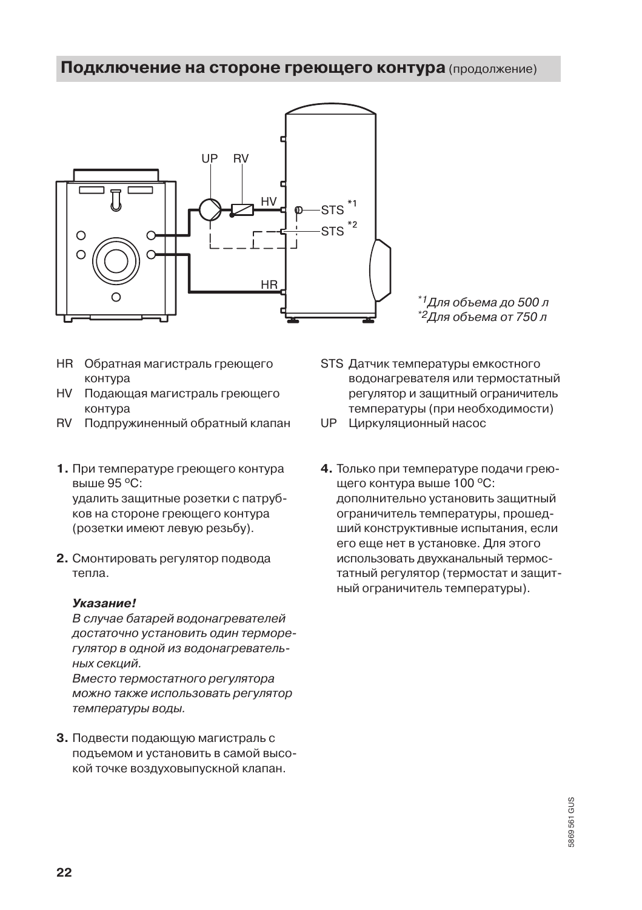## **Подключение на стороне греющего контура** (продолжение)

[*1] Для объема до 500 л
[*2] Для объема от 750 л

HR Обратная магистраль греющего контура
HV Подающая магистраль греющего контура
RV Подпружиненный обратный клапан
STS Датчик температуры емкостного водонагревателя или термостатный регулятор и защитный ограничитель температуры (при необходимости)
UP Циркуляционный насос

1. При температуре греющего контура выше 95 °C:
   удалить защитные розетки с патрубков на стороне греющего контура (розетки имеют левую резьбу).

2. Смонтировать регулятор подвода тепла.

   ***Указание!***
   *В случае батарей водонагревателей достаточно установить один терморегулятор в одной из водонагревательных секций.*
   *Вместо термостатного регулятора можно также использовать регулятор температуры воды.*

3. Подвести подающую магистраль с подъемом и установить в самой высокой точке воздуховыпускной клапан.

4. Только при температуре подачи греющего контура выше 100 °C:
   дополнительно установить защитный ограничитель температуры, прошедший конструктивные испытания, если его еще нет в установке. Для этого использовать двухканальный термостатный регулятор (термостат и защитный ограничитель температуры).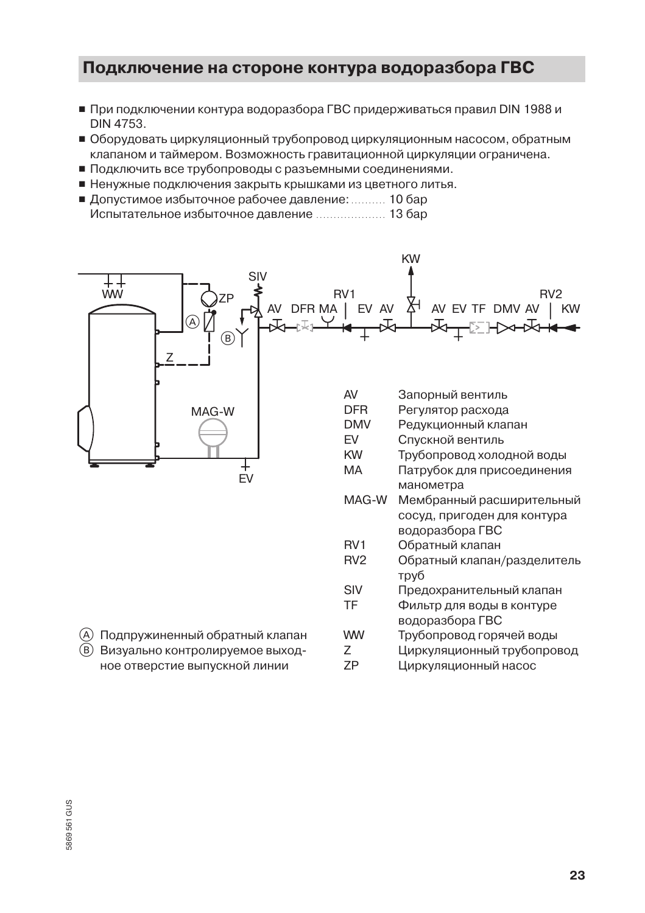## Подключение на стороне контура водоразбора ГВС

- При подключении контура водоразбора ГВС придерживаться правил DIN 1988 и DIN 4753.
- Оборудовать циркуляционный трубопровод циркуляционным насосом, обратным клапаном и таймером. Возможность гравитационной циркуляции ограничена.
- Подключить все трубопроводы с разъемными соединениями.
- Ненужные подключения закрыть крышками из цветного литья.
- Допустимое избыточное рабочее давление: .......... 10 бар
  Испытательное избыточное давление .................... 13 бар

Ⓐ Подпружиненный обратный клапан

Ⓑ Визуально контролируемое выходное отверстие выпускной линии

| | |
|---|---|
| AV | Запорный вентиль |
| DFR | Регулятор расхода |
| DMV | Редукционный клапан |
| EV | Спускной вентиль |
| KW | Трубопровод холодной воды |
| MA | Патрубок для присоединения манометра |
| MAG-W | Мембранный расширительный сосуд, пригоден для контура водоразбора ГВС |
| RV1 | Обратный клапан |
| RV2 | Обратный клапан/разделитель труб |
| SIV | Предохранительный клапан |
| TF | Фильтр для воды в контуре водоразбора ГВС |
| WW | Трубопровод горячей воды |
| Z | Циркуляционный трубопровод |
| ZP | Циркуляционный насос |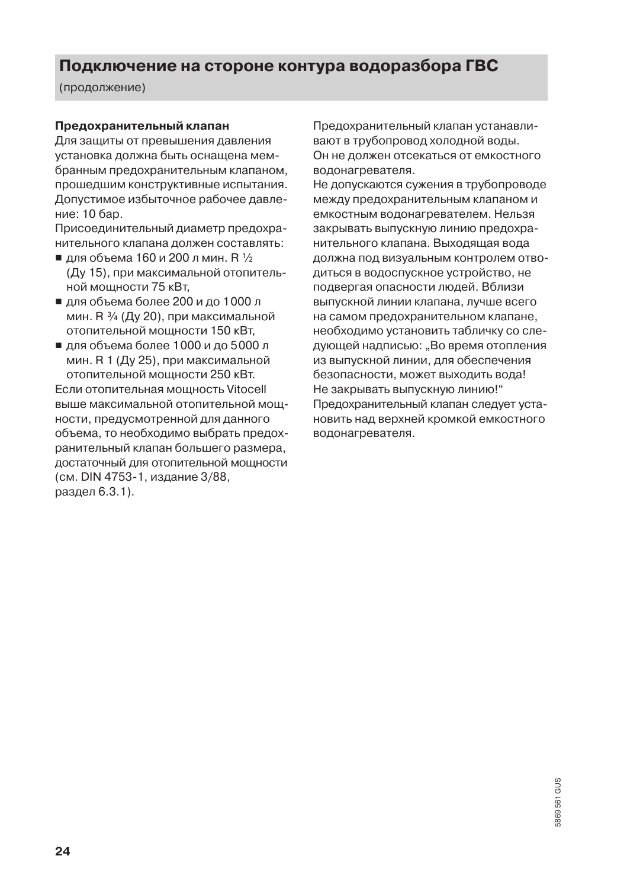## Подключение на стороне контура водоразбора ГВС

(продолжение)

**Предохранительный клапан**

Для защиты от превышения давления установка должна быть оснащена мембранным предохранительным клапаном, прошедшим конструктивные испытания. Допустимое избыточное рабочее давление: 10 бар.

Присоединительный диаметр предохранительного клапана должен составлять:

- для объема 160 и 200 л мин. R ½ (Ду 15), при максимальной отопительной мощности 75 кВт,
- для объема более 200 и до 1000 л мин. R ¾ (Ду 20), при максимальной отопительной мощности 150 кВт,
- для объема более 1000 и до 5000 л мин. R 1 (Ду 25), при максимальной отопительной мощности 250 кВт.

Если отопительная мощность Vitocell выше максимальной отопительной мощности, предусмотренной для данного объема, то необходимо выбрать предохранительный клапан большего размера, достаточный для отопительной мощности (см. DIN 4753-1, издание 3/88, раздел 6.3.1).

Предохранительный клапан устанавливают в трубопровод холодной воды. Он не должен отсекаться от емкостного водонагревателя.

Не допускаются сужения в трубопроводе между предохранительным клапаном и емкостным водонагревателем. Нельзя закрывать выпускную линию предохранительного клапана. Выходящая вода должна под визуальным контролем отводиться в водоспускное устройство, не подвергая опасности людей. Вблизи выпускной линии клапана, лучше всего на самом предохранительном клапане, необходимо установить табличку со следующей надписью: „Во время отопления из выпускной линии, для обеспечения безопасности, может выходить вода! Не закрывать выпускную линию!“

Предохранительный клапан следует установить над верхней кромкой емкостного водонагревателя.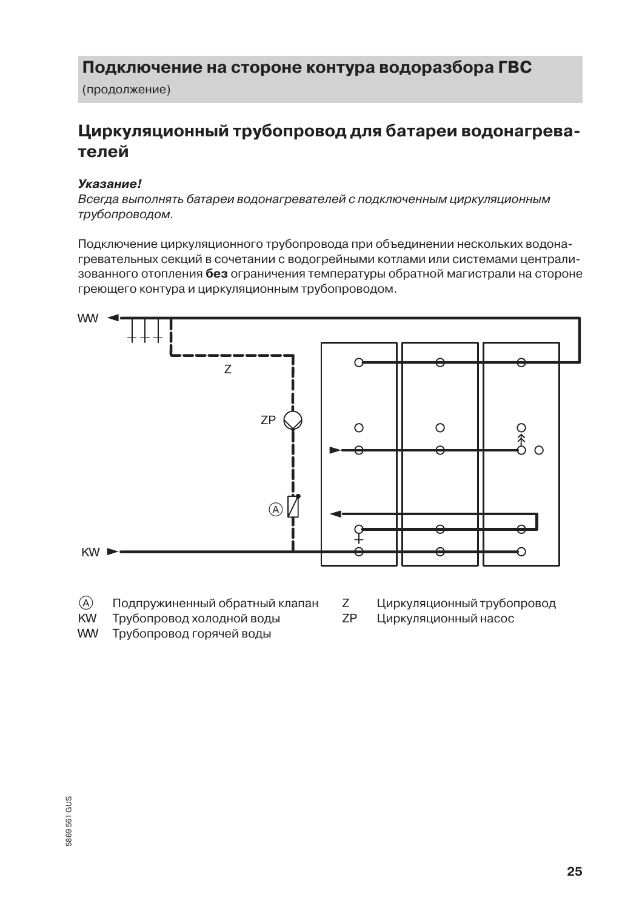## Подключение на стороне контура водоразбора ГВС

(продолжение)

## Циркуляционный трубопровод для батареи водонагревателей

***Указание!***
*Всегда выполнять батареи водонагревателей с подключенным циркуляционным трубопроводом.*

Подключение циркуляционного трубопровода при объединении нескольких водонагревательных секций в сочетании с водогрейными котлами или системами централизованного отопления **без** ограничения температуры обратной магистрали на стороне греющего контура и циркуляционным трубопроводом.

Ⓐ Подпружиненный обратный клапан
KW Трубопровод холодной воды
WW Трубопровод горячей воды
Z Циркуляционный трубопровод
ZP Циркуляционный насос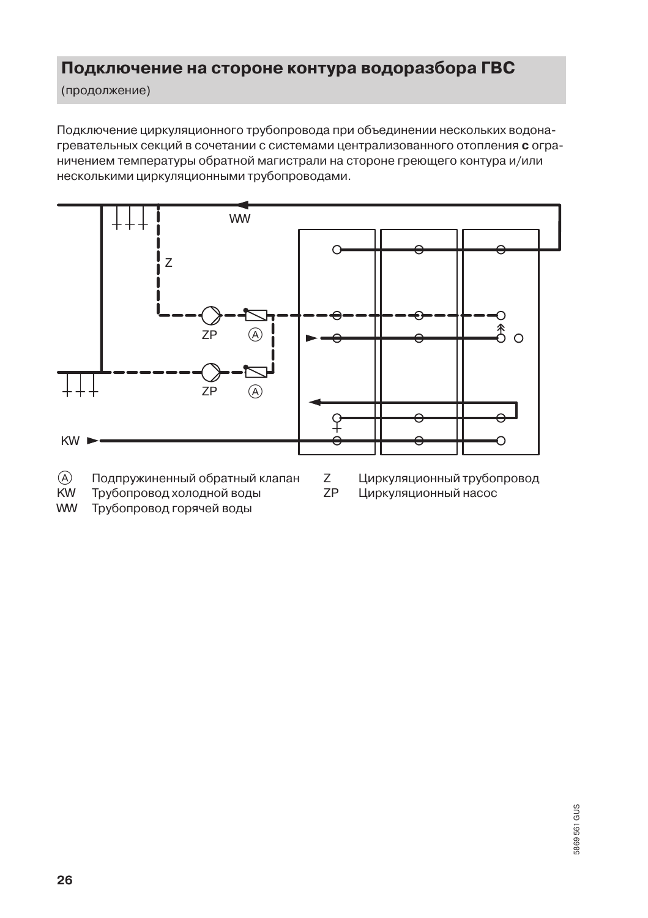## Подключение на стороне контура водоразбора ГВС

(продолжение)

Подключение циркуляционного трубопровода при объединении нескольких водонагревательных секций в сочетании с системами централизованного отопления **с** ограничением температуры обратной магистрали на стороне греющего контура и/или несколькими циркуляционными трубопроводами.

WW

Z

ZP Ⓐ

ZP Ⓐ

KW

Ⓐ Подпружиненный обратный клапан
KW Трубопровод холодной воды
WW Трубопровод горячей воды
Z Циркуляционный трубопровод
ZP Циркуляционный насос

5869 561 GUS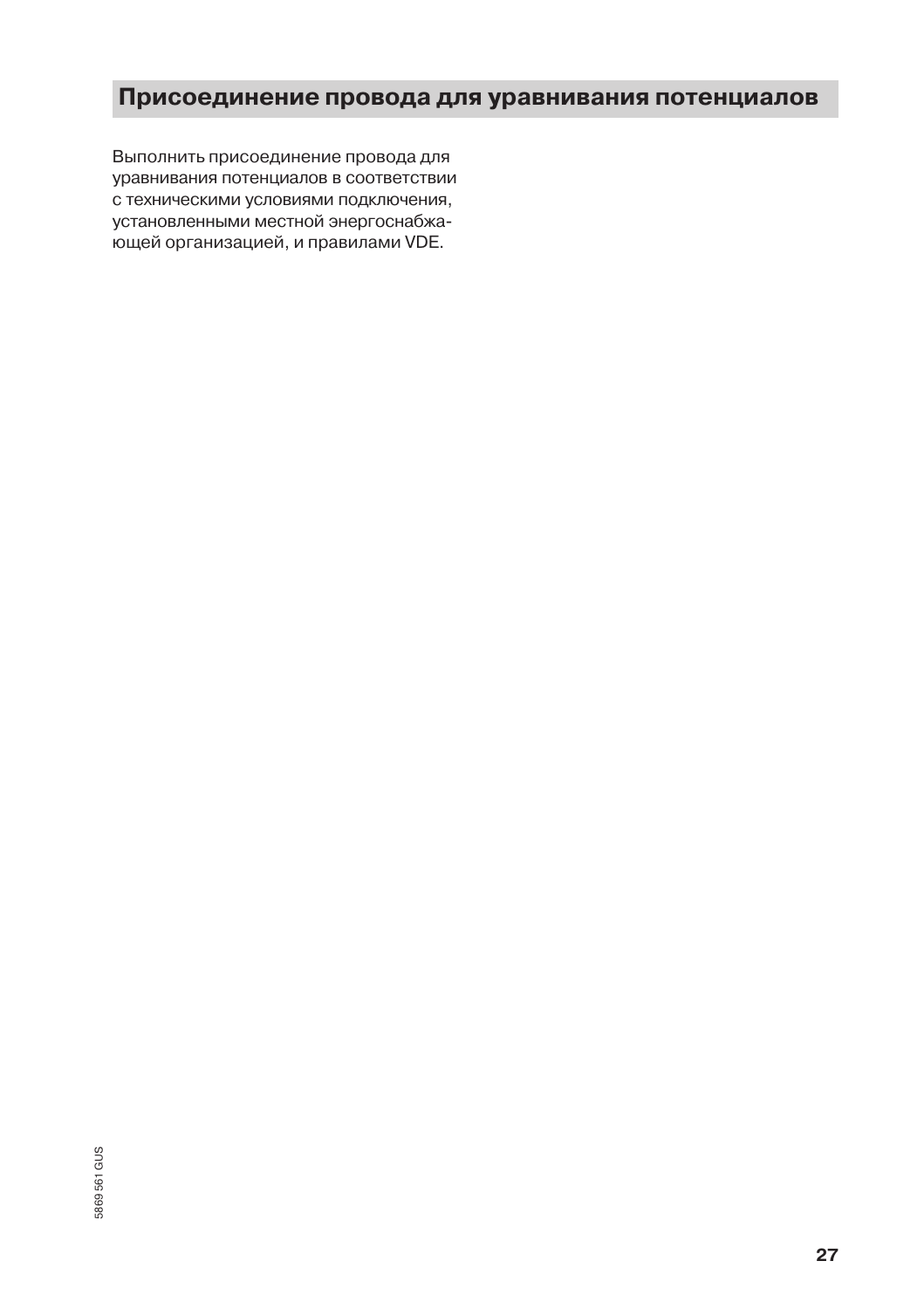## Присоединение провода для уравнивания потенциалов

Выполнить присоединение провода для уравнивания потенциалов в соответствии с техническими условиями подключения, установленными местной энергоснабжающей организацией, и правилами VDE.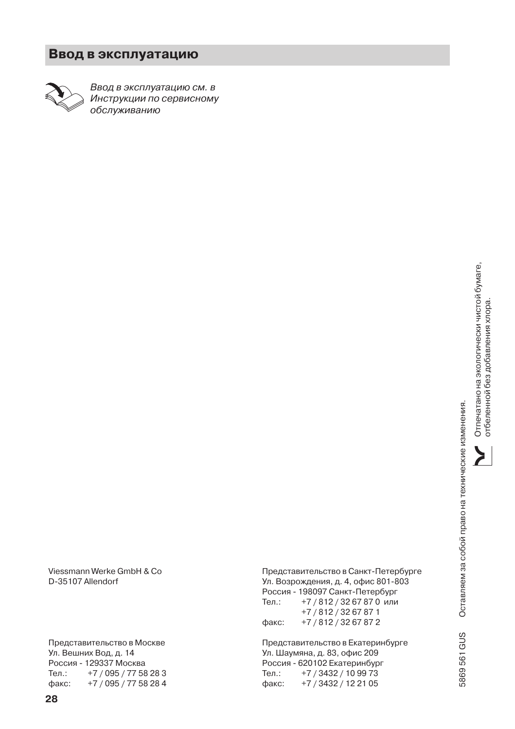## Ввод в эксплуатацию

*Ввод в эксплуатацию см. в Инструкции по сервисному обслуживанию*

Viessmann Werke GmbH & Co
D-35107 Allendorf

Представительство в Москве
Ул. Вешних Вод, д. 14
Россия - 129337 Москва
Тел.: +7 / 095 / 77 58 28 3
факс: +7 / 095 / 77 58 28 4

Представительство в Санкт-Петербурге
Ул. Возрождения, д. 4, офис 801-803
Россия - 198097 Санкт-Петербург
Тел.: +7 / 812 / 32 67 87 0 или
+7 / 812 / 32 67 87 1
факс: +7 / 812 / 32 67 87 2

Представительство в Екатеринбурге
Ул. Шаумяна, д. 83, офис 209
Россия - 620102 Екатеринбург
Тел.: +7 / 3432 / 10 99 73
факс: +7 / 3432 / 12 21 05

5869 561 GUS Оставляем за собой право на технические изменения.

Отпечатано на экологически чистой бумаге, отбеленной без добавления хлора.